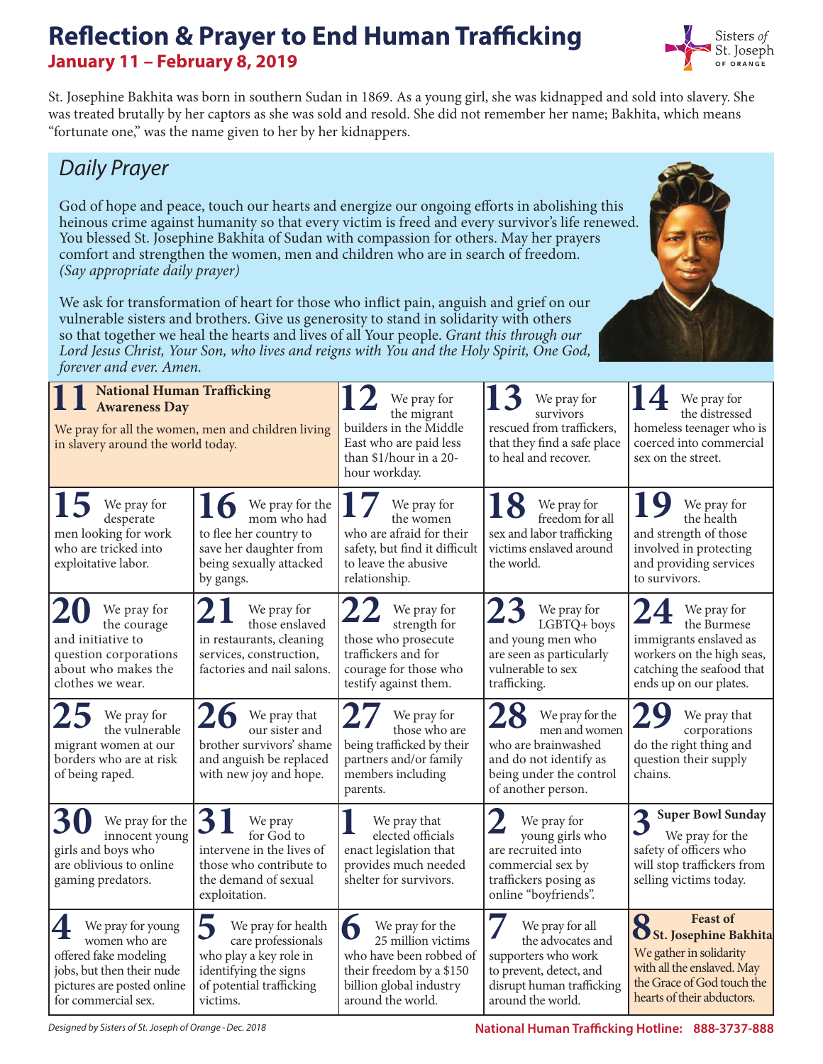# Reflection & Prayer to End Human Trafficking

**January 11 – February 8, 2019**

Sisters *of* St. Joseph OF ORANGE

St. Josephine Bakhita was born in southern Sudan in 1869. As a young girl, she was kidnapped and sold into slavery. She was treated brutally by her captors as she was sold and resold. She did not remember her name; Bakhita, which means "fortunate one," was the name given to her by her kidnappers.

## *Daily Prayer*

God of hope and peace, touch our hearts and energize our ongoing efforts in abolishing this heinous crime against humanity so that every victim is freed and every survivor's life renewed. You blessed St. Josephine Bakhita of Sudan with compassion for others. May her prayers comfort and strengthen the women, men and children who are in search of freedom.
*(Say appropriate daily prayer)*

We ask for transformation of heart for those who inflict pain, anguish and grief on our vulnerable sisters and brothers. Give us generosity to stand in solidarity with others so that together we heal the hearts and lives of all Your people. *Grant this through our Lord Jesus Christ, Your Son, who lives and reigns with You and the Holy Spirit, One God, forever and ever. Amen.*

| | | | | |
|---|---|---|---|---|
| **11 National Human Trafficking Awareness Day** We pray for all the women, men and children living in slavery around the world today. | | **12** We pray for the migrant builders in the Middle East who are paid less than $1/hour in a 20-hour workday. | **13** We pray for survivors rescued from traffickers, that they find a safe place to heal and recover. | **14** We pray for the distressed homeless teenager who is coerced into commercial sex on the street. |
| **15** We pray for desperate men looking for work who are tricked into exploitative labor. | **16** We pray for the mom who had to flee her country to save her daughter from being sexually attacked by gangs. | **17** We pray for the women who are afraid for their safety, but find it difficult to leave the abusive relationship. | **18** We pray for freedom for all sex and labor trafficking victims enslaved around the world. | **19** We pray for the health and strength of those involved in protecting and providing services to survivors. |
| **20** We pray for the courage and initiative to question corporations about who makes the clothes we wear. | **21** We pray for those enslaved in restaurants, cleaning services, construction, factories and nail salons. | **22** We pray for strength for those who prosecute traffickers and for courage for those who testify against them. | **23** We pray for LGBTQ+ boys and young men who are seen as particularly vulnerable to sex trafficking. | **24** We pray for the Burmese immigrants enslaved as workers on the high seas, catching the seafood that ends up on our plates. |
| **25** We pray for the vulnerable migrant women at our borders who are at risk of being raped. | **26** We pray that our sister and brother survivors' shame and anguish be replaced with new joy and hope. | **27** We pray for those who are being trafficked by their partners and/or family members including parents. | **28** We pray for the men and women who are brainwashed and do not identify as being under the control of another person. | **29** We pray that corporations do the right thing and question their supply chains. |
| **30** We pray for the innocent young girls and boys who are oblivious to online gaming predators. | **31** We pray for God to intervene in the lives of those who contribute to the demand of sexual exploitation. | **1** We pray that elected officials enact legislation that provides much needed shelter for survivors. | **2** We pray for young girls who are recruited into commercial sex by traffickers posing as online "boyfriends". | **3 Super Bowl Sunday** We pray for the safety of officers who will stop traffickers from selling victims today. |
| **4** We pray for young women who are offered fake modeling jobs, but then their nude pictures are posted online for commercial sex. | **5** We pray for health care professionals who play a key role in identifying the signs of potential trafficking victims. | **6** We pray for the 25 million victims who have been robbed of their freedom by a $150 billion global industry around the world. | **7** We pray for all the advocates and supporters who work to prevent, detect, and disrupt human trafficking around the world. | **8 Feast of St. Josephine Bakhita** We gather in solidarity with all the enslaved. May the Grace of God touch the hearts of their abductors. |

*Designed by Sisters of St. Joseph of Orange - Dec. 2018*

**National Human Trafficking Hotline: 888-3737-888**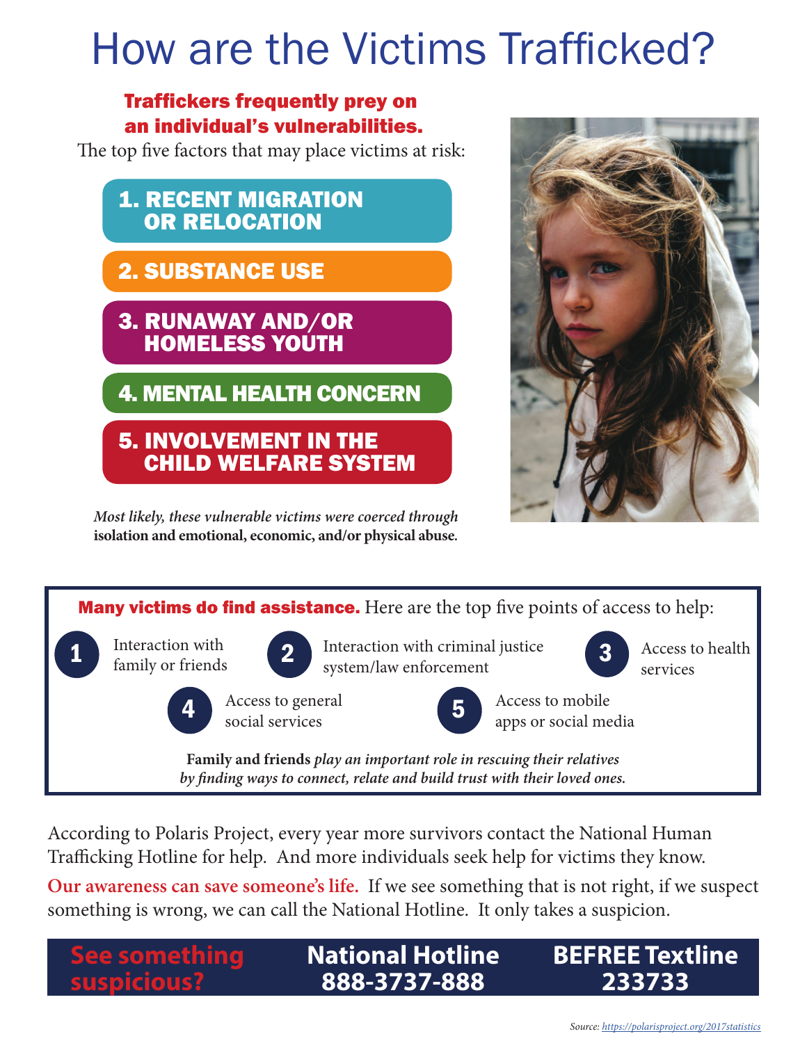# How are the Victims Trafficked?

**Traffickers frequently prey on an individual's vulnerabilities.**

The top five factors that may place victims at risk:

1. **RECENT MIGRATION OR RELOCATION**
2. **SUBSTANCE USE**
3. **RUNAWAY AND/OR HOMELESS YOUTH**
4. **MENTAL HEALTH CONCERN**
5. **INVOLVEMENT IN THE CHILD WELFARE SYSTEM**

*Most likely, these vulnerable victims were coerced through* **isolation and emotional, economic, and/or physical abuse.**

**Many victims do find assistance.** Here are the top five points of access to help:

1. Interaction with family or friends
2. Interaction with criminal justice system/law enforcement
3. Access to health services
4. Access to general social services
5. Access to mobile apps or social media

**Family and friends** *play an important role in rescuing their relatives by finding ways to connect, relate and build trust with their loved ones.*

According to Polaris Project, every year more survivors contact the National Human Trafficking Hotline for help. And more individuals seek help for victims they know.

**Our awareness can save someone's life.** If we see something that is not right, if we suspect something is wrong, we can call the National Hotline. It only takes a suspicion.

**See something suspicious?**

**National Hotline 888-3737-888**

**BEFREE Textline 233733**

*Source: https://polarisproject.org/2017statistics*